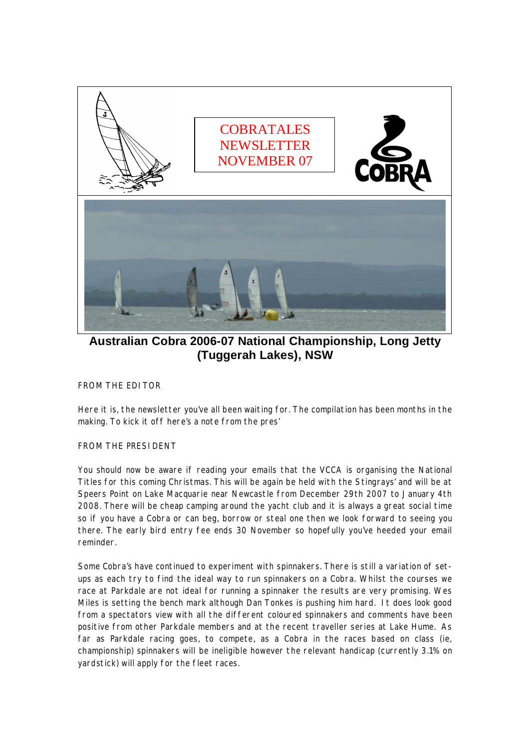# COBRATALES NEWSLETTER NOVEMBER 07

**Australian Cobra 2006-07 National Championship, Long Jetty (Tuggerah Lakes), NSW**

FROM THE EDITOR

Here it is, the newsletter you've all been waiting for. The compilation has been months in the making. To kick it off here's a note from the pres'

FROM THE PRESIDENT

You should now be aware if reading your emails that the VCCA is organising the National Titles for this coming Christmas. This will be again be held with the Stingrays' and will be at Speers Point on Lake Macquarie near Newcastle from December 29th 2007 to January 4th 2008. There will be cheap camping around the yacht club and it is always a great social time so if you have a Cobra or can beg, borrow or steal one then we look forward to seeing you there. The early bird entry fee ends 30 November so hopefully you've heeded your email reminder.

Some Cobra's have continued to experiment with spinnakers. There is still a variation of set-ups as each try to find the ideal way to run spinnakers on a Cobra. Whilst the courses we race at Parkdale are not ideal for running a spinnaker the results are very promising. Wes Miles is setting the bench mark although Dan Tonkes is pushing him hard. It does look good from a spectators view with all the different coloured spinnakers and comments have been positive from other Parkdale members and at the recent traveller series at Lake Hume. As far as Parkdale racing goes, to compete, as a Cobra in the races based on class (ie, championship) spinnakers will be ineligible however the relevant handicap (currently 3.1% on yardstick) will apply for the fleet races.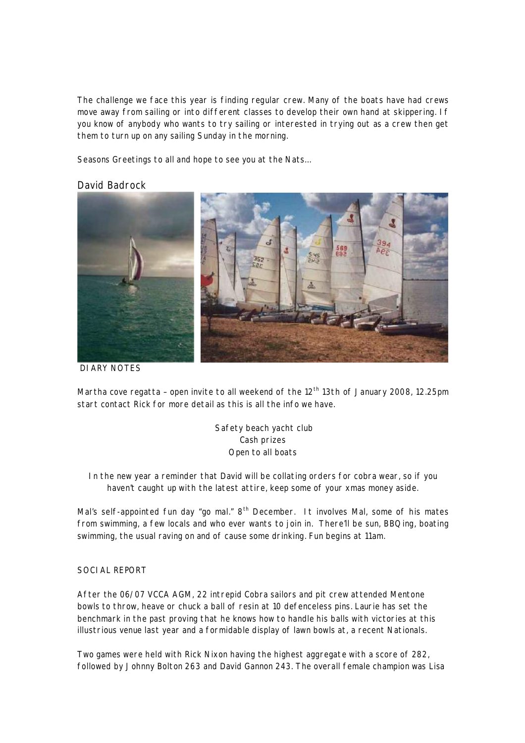The challenge we face this year is finding regular crew. Many of the boats have had crews move away from sailing or into different classes to develop their own hand at skippering. If you know of anybody who wants to try sailing or interested in trying out as a crew then get them to turn up on any sailing Sunday in the morning.

Seasons Greetings to all and hope to see you at the Nats…

David Badrock

DIARY NOTES

Martha cove regatta – open invite to all weekend of the 12th 13th of January 2008, 12.25pm start contact Rick for more detail as this is all the info we have.

Safety beach yacht club
Cash prizes
Open to all boats

In the new year a reminder that David will be collating orders for cobra wear, so if you haven't caught up with the latest attire, keep some of your xmas money aside.

Mal's self-appointed fun day "go mal." 8th December. It involves Mal, some of his mates from swimming, a few locals and who ever wants to join in. There'll be sun, BBQing, boating swimming, the usual raving on and of cause some drinking. Fun begins at 11am.

SOCIAL REPORT

After the 06/07 VCCA AGM, 22 intrepid Cobra sailors and pit crew attended Mentone bowls to throw, heave or chuck a ball of resin at 10 defenceless pins. Laurie has set the benchmark in the past proving that he knows how to handle his balls with victories at this illustrious venue last year and a formidable display of lawn bowls at, a recent Nationals.

Two games were held with Rick Nixon having the highest aggregate with a score of 282, followed by Johnny Bolton 263 and David Gannon 243. The overall female champion was Lisa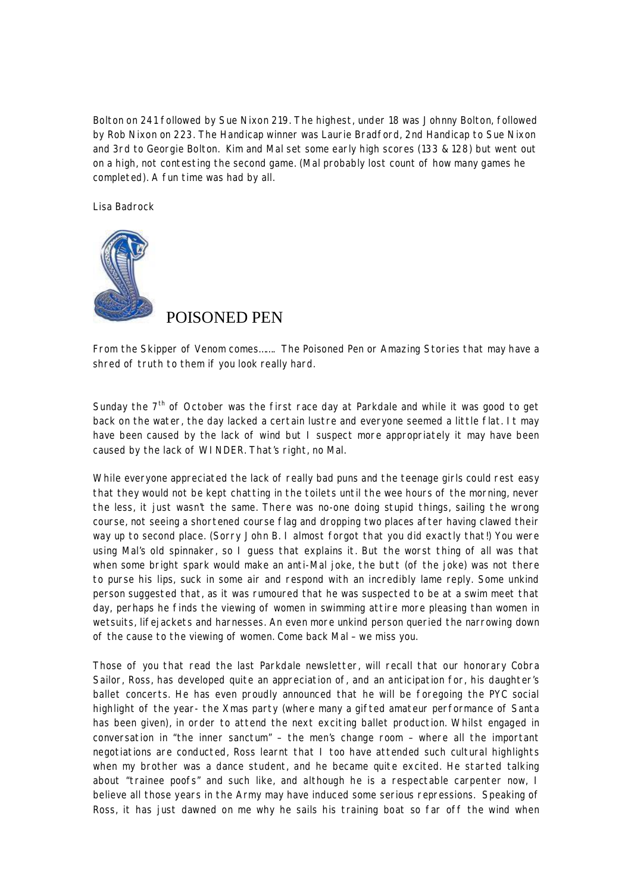Bolton on 241 followed by Sue Nixon 219. The highest, under 18 was Johnny Bolton, followed by Rob Nixon on 223. The Handicap winner was Laurie Bradford, 2nd Handicap to Sue Nixon and 3rd to Georgie Bolton. Kim and Mal set some early high scores (133 & 128) but went out on a high, not contesting the second game. (Mal probably lost count of how many games he completed). A fun time was had by all.

Lisa Badrock

## POISONED PEN

From the Skipper of Venom comes…… The Poisoned Pen or Amazing Stories that may have a shred of truth to them if you look really hard.

Sunday the 7th of October was the first race day at Parkdale and while it was good to get back on the water, the day lacked a certain lustre and everyone seemed a little flat. It may have been caused by the lack of wind but I suspect more appropriately it may have been caused by the lack of WINDER. That's right, no Mal.

While everyone appreciated the lack of really bad puns and the teenage girls could rest easy that they would not be kept chatting in the toilets until the wee hours of the morning, never the less, it just wasn't the same. There was no-one doing stupid things, sailing the wrong course, not seeing a shortened course flag and dropping two places after having clawed their way up to second place. (Sorry John B. I almost forgot that you did exactly that!) You were using Mal's old spinnaker, so I guess that explains it. But the worst thing of all was that when some bright spark would make an anti-Mal joke, the butt (of the joke) was not there to purse his lips, suck in some air and respond with an incredibly lame reply. Some unkind person suggested that, as it was rumoured that he was suspected to be at a swim meet that day, perhaps he finds the viewing of women in swimming attire more pleasing than women in wetsuits, lifejackets and harnesses. An even more unkind person queried the narrowing down of the cause to the viewing of women. Come back Mal – we miss you.

Those of you that read the last Parkdale newsletter, will recall that our honorary Cobra Sailor, Ross, has developed quite an appreciation of, and an anticipation for, his daughter's ballet concerts. He has even proudly announced that he will be foregoing the PYC social highlight of the year- the Xmas party (where many a gifted amateur performance of Santa has been given), in order to attend the next exciting ballet production. Whilst engaged in conversation in "the inner sanctum" – the men's change room – where all the important negotiations are conducted, Ross learnt that I too have attended such cultural highlights when my brother was a dance student, and he became quite excited. He started talking about "trainee poofs" and such like, and although he is a respectable carpenter now, I believe all those years in the Army may have induced some serious repressions. Speaking of Ross, it has just dawned on me why he sails his training boat so far off the wind when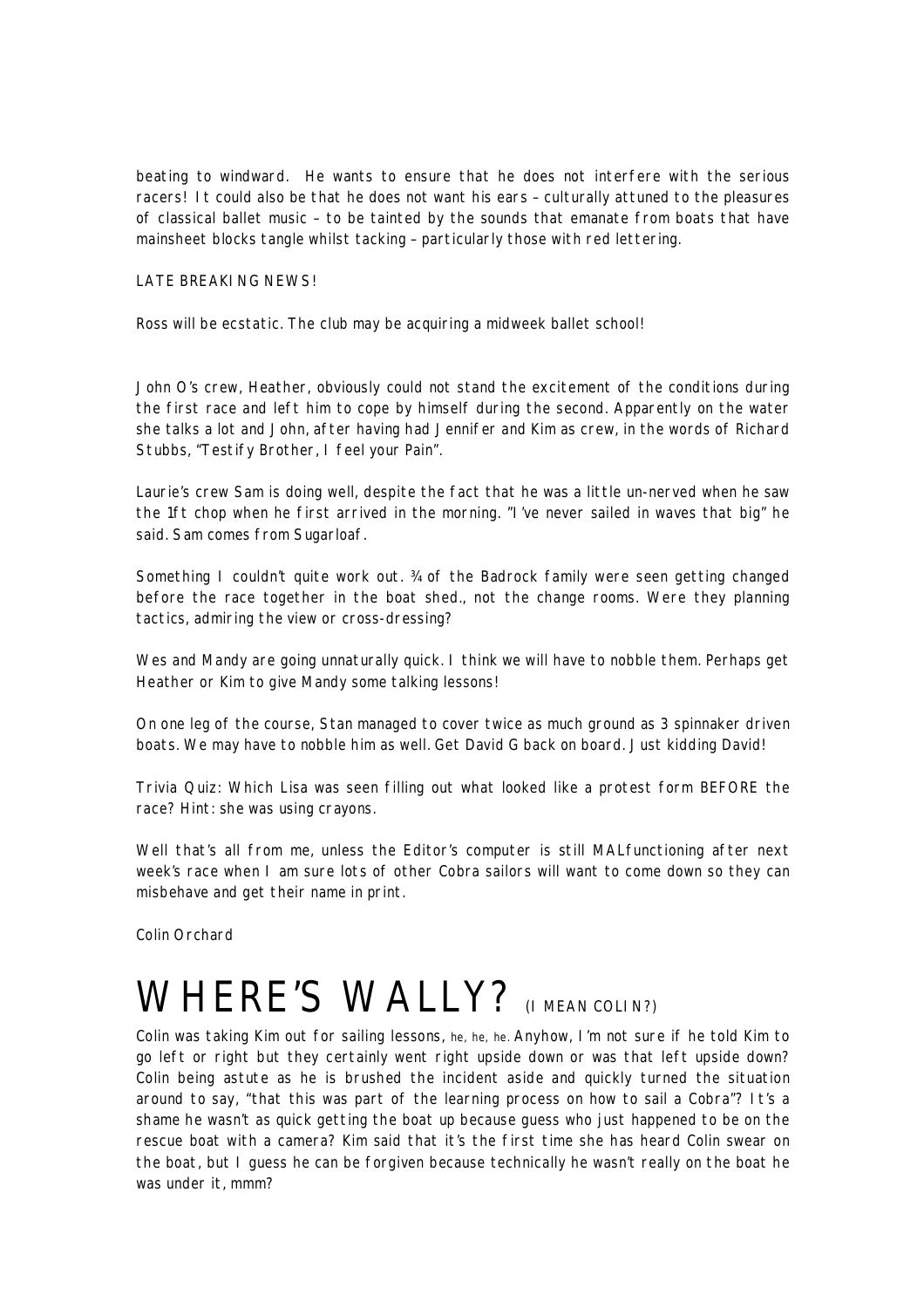beating to windward. He wants to ensure that he does not interfere with the serious racers! It could also be that he does not want his ears – culturally attuned to the pleasures of classical ballet music – to be tainted by the sounds that emanate from boats that have mainsheet blocks tangle whilst tacking – particularly those with red lettering.

LATE BREAKING NEWS!

Ross will be ecstatic. The club may be acquiring a midweek ballet school!

John O's crew, Heather, obviously could not stand the excitement of the conditions during the first race and left him to cope by himself during the second. Apparently on the water she talks a lot and John, after having had Jennifer and Kim as crew, in the words of Richard Stubbs, "Testify Brother, I feel your Pain".

Laurie's crew Sam is doing well, despite the fact that he was a little un-nerved when he saw the 1ft chop when he first arrived in the morning. "I've never sailed in waves that big" he said. Sam comes from Sugarloaf.

Something I couldn't quite work out. ¾ of the Badrock family were seen getting changed before the race together in the boat shed., not the change rooms. Were they planning tactics, admiring the view or cross-dressing?

Wes and Mandy are going unnaturally quick. I think we will have to nobble them. Perhaps get Heather or Kim to give Mandy some talking lessons!

On one leg of the course, Stan managed to cover twice as much ground as 3 spinnaker driven boats. We may have to nobble him as well. Get David G back on board. Just kidding David!

Trivia Quiz: Which Lisa was seen filling out what looked like a protest form BEFORE the race? Hint: she was using crayons.

Well that's all from me, unless the Editor's computer is still MALfunctioning after next week's race when I am sure lots of other Cobra sailors will want to come down so they can misbehave and get their name in print.

Colin Orchard

# WHERE'S WALLY? (I MEAN COLIN?)

Colin was taking Kim out for sailing lessons, he, he, he. Anyhow, I'm not sure if he told Kim to go left or right but they certainly went right upside down or was that left upside down? Colin being astute as he is brushed the incident aside and quickly turned the situation around to say, "that this was part of the learning process on how to sail a Cobra"? It's a shame he wasn't as quick getting the boat up because guess who just happened to be on the rescue boat with a camera? Kim said that it's the first time she has heard Colin swear on the boat, but I guess he can be forgiven because technically he wasn't really on the boat he was under it, mmm?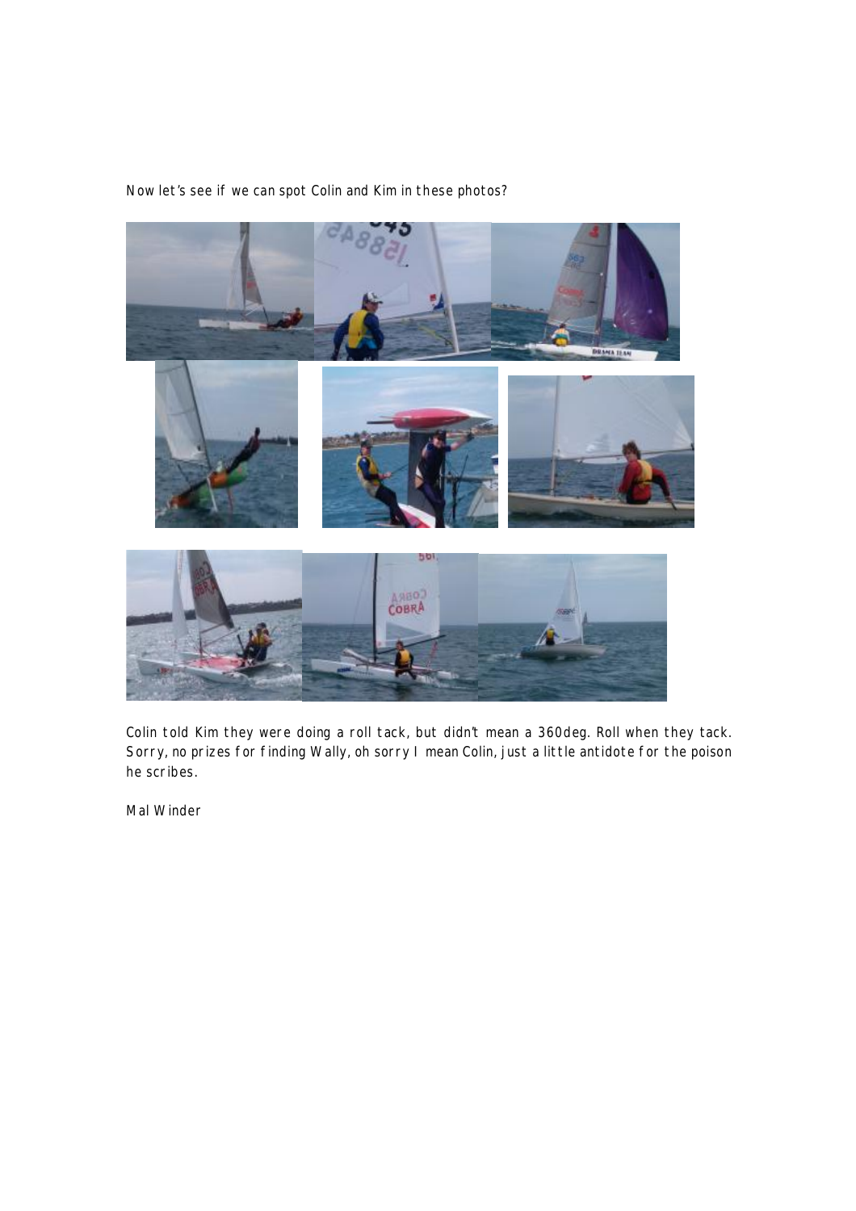Now let's see if we can spot Colin and Kim in these photos?

Colin told Kim they were doing a roll tack, but didn't mean a 360deg. Roll when they tack. Sorry, no prizes for finding Wally, oh sorry I mean Colin, just a little antidote for the poison he scribes.

Mal Winder